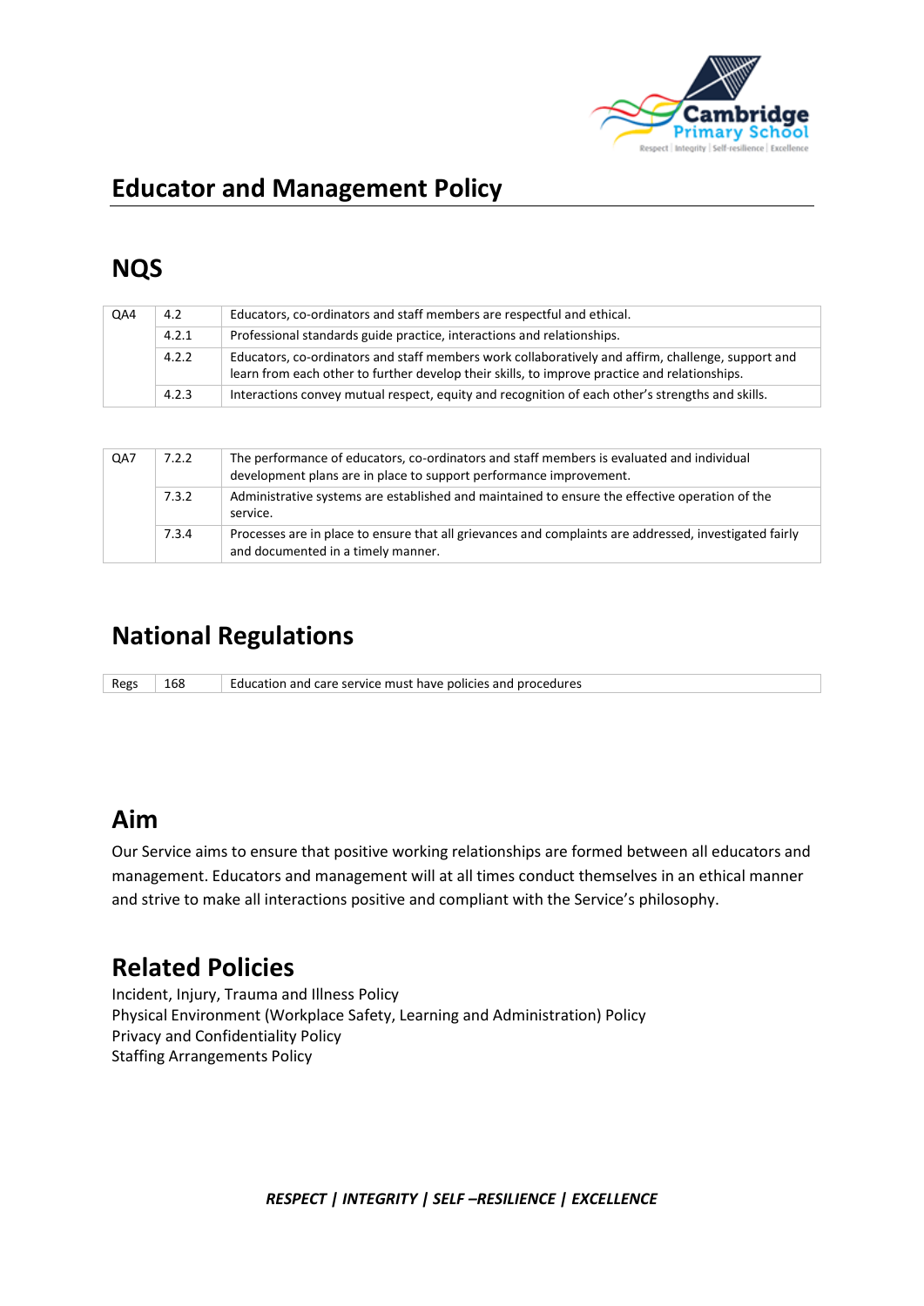# Educator and Management Policy

## NQS

| | | |
|---|---|---|
| QA4 | 4.2 | Educators, co-ordinators and staff members are respectful and ethical. |
| | 4.2.1 | Professional standards guide practice, interactions and relationships. |
| | 4.2.2 | Educators, co-ordinators and staff members work collaboratively and affirm, challenge, support and learn from each other to further develop their skills, to improve practice and relationships. |
| | 4.2.3 | Interactions convey mutual respect, equity and recognition of each other's strengths and skills. |

| | | |
|---|---|---|
| QA7 | 7.2.2 | The performance of educators, co-ordinators and staff members is evaluated and individual development plans are in place to support performance improvement. |
| | 7.3.2 | Administrative systems are established and maintained to ensure the effective operation of the service. |
| | 7.3.4 | Processes are in place to ensure that all grievances and complaints are addressed, investigated fairly and documented in a timely manner. |

## National Regulations

| | | |
|---|---|---|
| Regs | 168 | Education and care service must have policies and procedures |

## Aim

Our Service aims to ensure that positive working relationships are formed between all educators and management. Educators and management will at all times conduct themselves in an ethical manner and strive to make all interactions positive and compliant with the Service's philosophy.

## Related Policies

Incident, Injury, Trauma and Illness Policy
Physical Environment (Workplace Safety, Learning and Administration) Policy
Privacy and Confidentiality Policy
Staffing Arrangements Policy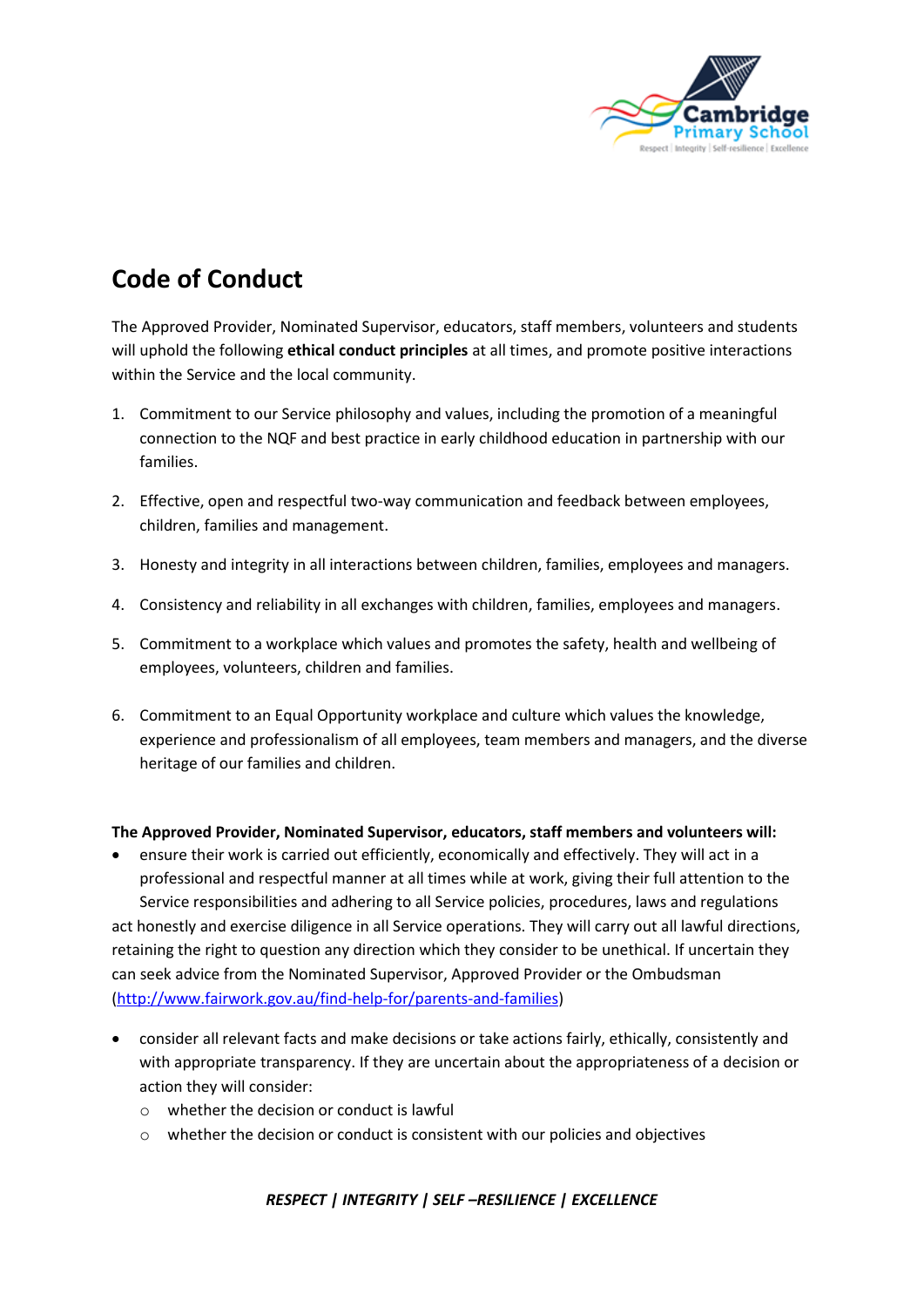# Code of Conduct

The Approved Provider, Nominated Supervisor, educators, staff members, volunteers and students will uphold the following **ethical conduct principles** at all times, and promote positive interactions within the Service and the local community.

1. Commitment to our Service philosophy and values, including the promotion of a meaningful connection to the NQF and best practice in early childhood education in partnership with our families.

2. Effective, open and respectful two-way communication and feedback between employees, children, families and management.

3. Honesty and integrity in all interactions between children, families, employees and managers.

4. Consistency and reliability in all exchanges with children, families, employees and managers.

5. Commitment to a workplace which values and promotes the safety, health and wellbeing of employees, volunteers, children and families.

6. Commitment to an Equal Opportunity workplace and culture which values the knowledge, experience and professionalism of all employees, team members and managers, and the diverse heritage of our families and children.

**The Approved Provider, Nominated Supervisor, educators, staff members and volunteers will:**

- ensure their work is carried out efficiently, economically and effectively. They will act in a professional and respectful manner at all times while at work, giving their full attention to the Service responsibilities and adhering to all Service policies, procedures, laws and regulations

act honestly and exercise diligence in all Service operations. They will carry out all lawful directions, retaining the right to question any direction which they consider to be unethical. If uncertain they can seek advice from the Nominated Supervisor, Approved Provider or the Ombudsman (http://www.fairwork.gov.au/find-help-for/parents-and-families)

- consider all relevant facts and make decisions or take actions fairly, ethically, consistently and with appropriate transparency. If they are uncertain about the appropriateness of a decision or action they will consider:
  - whether the decision or conduct is lawful
  - whether the decision or conduct is consistent with our policies and objectives

***RESPECT | INTEGRITY | SELF –RESILIENCE | EXCELLENCE***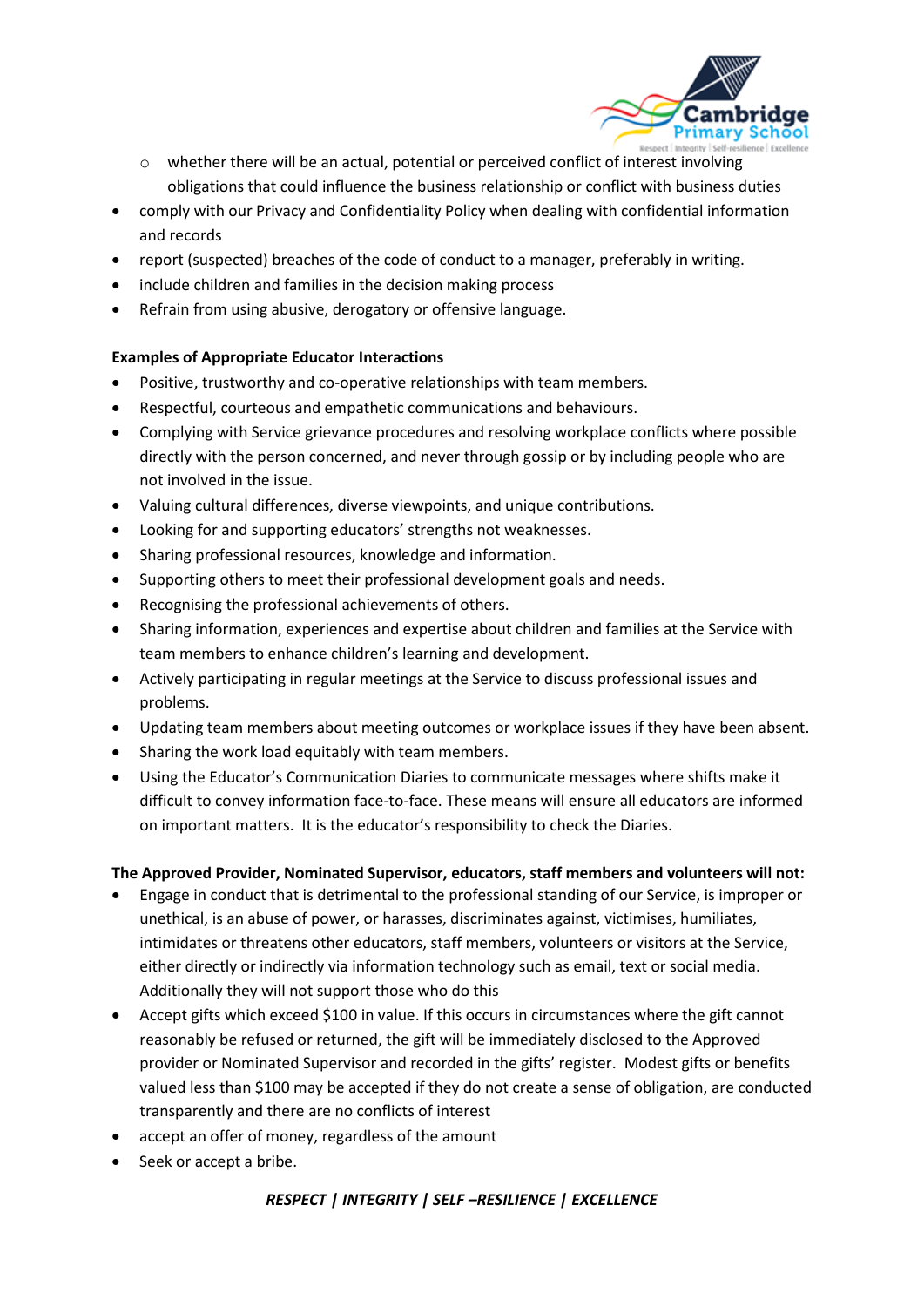- whether there will be an actual, potential or perceived conflict of interest involving obligations that could influence the business relationship or conflict with business duties
- comply with our Privacy and Confidentiality Policy when dealing with confidential information and records
- report (suspected) breaches of the code of conduct to a manager, preferably in writing.
- include children and families in the decision making process
- Refrain from using abusive, derogatory or offensive language.

**Examples of Appropriate Educator Interactions**

- Positive, trustworthy and co-operative relationships with team members.
- Respectful, courteous and empathetic communications and behaviours.
- Complying with Service grievance procedures and resolving workplace conflicts where possible directly with the person concerned, and never through gossip or by including people who are not involved in the issue.
- Valuing cultural differences, diverse viewpoints, and unique contributions.
- Looking for and supporting educators' strengths not weaknesses.
- Sharing professional resources, knowledge and information.
- Supporting others to meet their professional development goals and needs.
- Recognising the professional achievements of others.
- Sharing information, experiences and expertise about children and families at the Service with team members to enhance children's learning and development.
- Actively participating in regular meetings at the Service to discuss professional issues and problems.
- Updating team members about meeting outcomes or workplace issues if they have been absent.
- Sharing the work load equitably with team members.
- Using the Educator's Communication Diaries to communicate messages where shifts make it difficult to convey information face-to-face. These means will ensure all educators are informed on important matters. It is the educator's responsibility to check the Diaries.

**The Approved Provider, Nominated Supervisor, educators, staff members and volunteers will not:**

- Engage in conduct that is detrimental to the professional standing of our Service, is improper or unethical, is an abuse of power, or harasses, discriminates against, victimises, humiliates, intimidates or threatens other educators, staff members, volunteers or visitors at the Service, either directly or indirectly via information technology such as email, text or social media. Additionally they will not support those who do this
- Accept gifts which exceed $100 in value. If this occurs in circumstances where the gift cannot reasonably be refused or returned, the gift will be immediately disclosed to the Approved provider or Nominated Supervisor and recorded in the gifts' register. Modest gifts or benefits valued less than $100 may be accepted if they do not create a sense of obligation, are conducted transparently and there are no conflicts of interest
- accept an offer of money, regardless of the amount
- Seek or accept a bribe.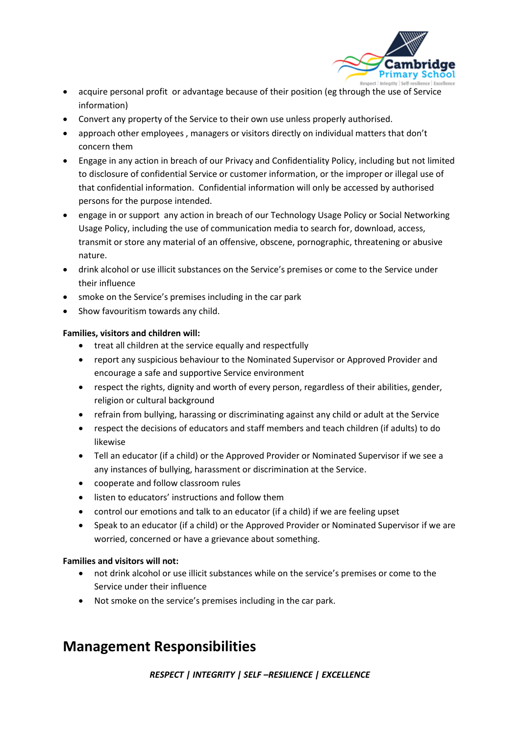- acquire personal profit or advantage because of their position (eg through the use of Service information)
- Convert any property of the Service to their own use unless properly authorised.
- approach other employees , managers or visitors directly on individual matters that don't concern them
- Engage in any action in breach of our Privacy and Confidentiality Policy, including but not limited to disclosure of confidential Service or customer information, or the improper or illegal use of that confidential information. Confidential information will only be accessed by authorised persons for the purpose intended.
- engage in or support any action in breach of our Technology Usage Policy or Social Networking Usage Policy, including the use of communication media to search for, download, access, transmit or store any material of an offensive, obscene, pornographic, threatening or abusive nature.
- drink alcohol or use illicit substances on the Service's premises or come to the Service under their influence
- smoke on the Service's premises including in the car park
- Show favouritism towards any child.

**Families, visitors and children will:**

- treat all children at the service equally and respectfully
- report any suspicious behaviour to the Nominated Supervisor or Approved Provider and encourage a safe and supportive Service environment
- respect the rights, dignity and worth of every person, regardless of their abilities, gender, religion or cultural background
- refrain from bullying, harassing or discriminating against any child or adult at the Service
- respect the decisions of educators and staff members and teach children (if adults) to do likewise
- Tell an educator (if a child) or the Approved Provider or Nominated Supervisor if we see a any instances of bullying, harassment or discrimination at the Service.
- cooperate and follow classroom rules
- listen to educators' instructions and follow them
- control our emotions and talk to an educator (if a child) if we are feeling upset
- Speak to an educator (if a child) or the Approved Provider or Nominated Supervisor if we are worried, concerned or have a grievance about something.

**Families and visitors will not:**

- not drink alcohol or use illicit substances while on the service's premises or come to the Service under their influence
- Not smoke on the service's premises including in the car park.

## Management Responsibilities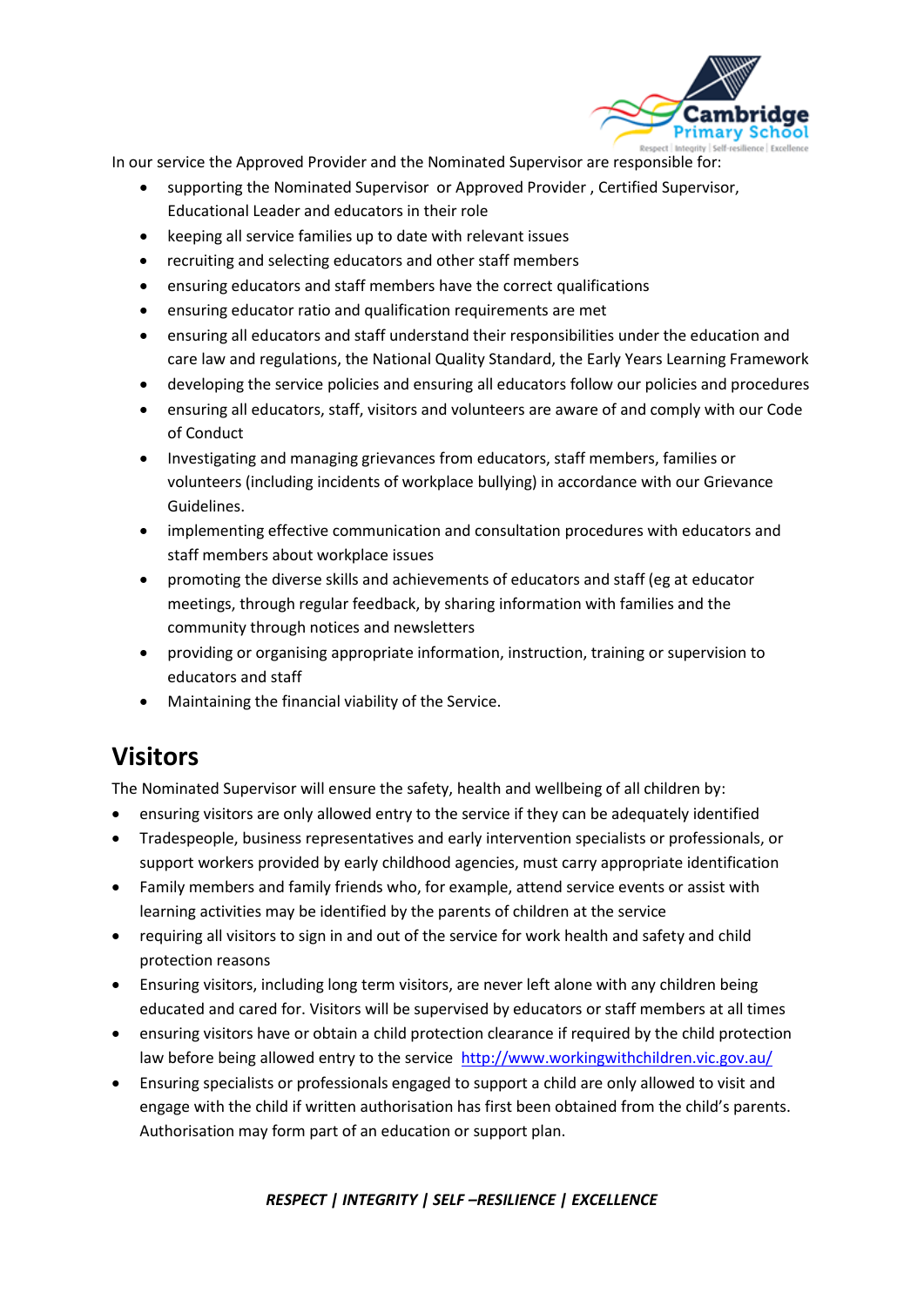In our service the Approved Provider and the Nominated Supervisor are responsible for:

- supporting the Nominated Supervisor or Approved Provider , Certified Supervisor, Educational Leader and educators in their role
- keeping all service families up to date with relevant issues
- recruiting and selecting educators and other staff members
- ensuring educators and staff members have the correct qualifications
- ensuring educator ratio and qualification requirements are met
- ensuring all educators and staff understand their responsibilities under the education and care law and regulations, the National Quality Standard, the Early Years Learning Framework
- developing the service policies and ensuring all educators follow our policies and procedures
- ensuring all educators, staff, visitors and volunteers are aware of and comply with our Code of Conduct
- Investigating and managing grievances from educators, staff members, families or volunteers (including incidents of workplace bullying) in accordance with our Grievance Guidelines.
- implementing effective communication and consultation procedures with educators and staff members about workplace issues
- promoting the diverse skills and achievements of educators and staff (eg at educator meetings, through regular feedback, by sharing information with families and the community through notices and newsletters
- providing or organising appropriate information, instruction, training or supervision to educators and staff
- Maintaining the financial viability of the Service.

## Visitors

The Nominated Supervisor will ensure the safety, health and wellbeing of all children by:

- ensuring visitors are only allowed entry to the service if they can be adequately identified
- Tradespeople, business representatives and early intervention specialists or professionals, or support workers provided by early childhood agencies, must carry appropriate identification
- Family members and family friends who, for example, attend service events or assist with learning activities may be identified by the parents of children at the service
- requiring all visitors to sign in and out of the service for work health and safety and child protection reasons
- Ensuring visitors, including long term visitors, are never left alone with any children being educated and cared for. Visitors will be supervised by educators or staff members at all times
- ensuring visitors have or obtain a child protection clearance if required by the child protection law before being allowed entry to the service http://www.workingwithchildren.vic.gov.au/
- Ensuring specialists or professionals engaged to support a child are only allowed to visit and engage with the child if written authorisation has first been obtained from the child's parents. Authorisation may form part of an education or support plan.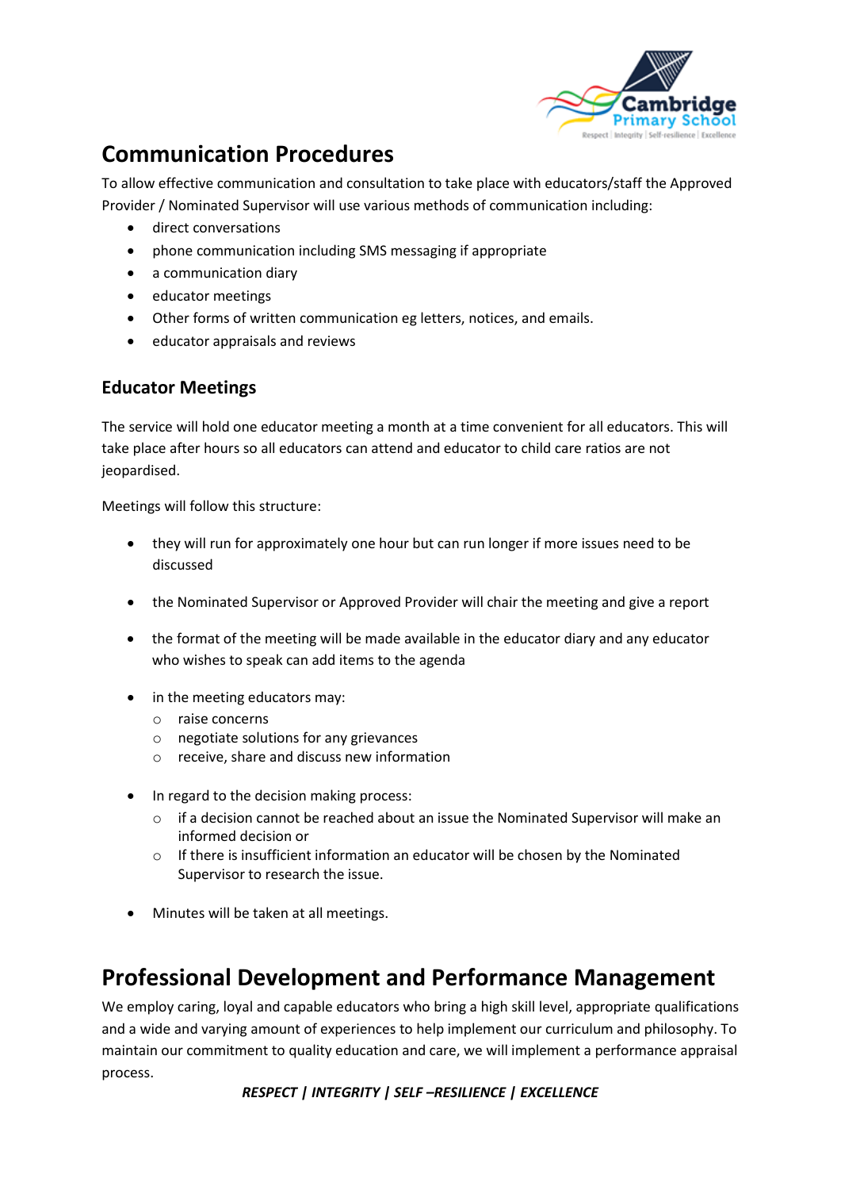## Communication Procedures

To allow effective communication and consultation to take place with educators/staff the Approved Provider / Nominated Supervisor will use various methods of communication including:

- direct conversations
- phone communication including SMS messaging if appropriate
- a communication diary
- educator meetings
- Other forms of written communication eg letters, notices, and emails.
- educator appraisals and reviews

### Educator Meetings

The service will hold one educator meeting a month at a time convenient for all educators. This will take place after hours so all educators can attend and educator to child care ratios are not jeopardised.

Meetings will follow this structure:

- they will run for approximately one hour but can run longer if more issues need to be discussed
- the Nominated Supervisor or Approved Provider will chair the meeting and give a report
- the format of the meeting will be made available in the educator diary and any educator who wishes to speak can add items to the agenda
- in the meeting educators may:
  - raise concerns
  - negotiate solutions for any grievances
  - receive, share and discuss new information
- In regard to the decision making process:
  - if a decision cannot be reached about an issue the Nominated Supervisor will make an informed decision or
  - If there is insufficient information an educator will be chosen by the Nominated Supervisor to research the issue.
- Minutes will be taken at all meetings.

## Professional Development and Performance Management

We employ caring, loyal and capable educators who bring a high skill level, appropriate qualifications and a wide and varying amount of experiences to help implement our curriculum and philosophy. To maintain our commitment to quality education and care, we will implement a performance appraisal process.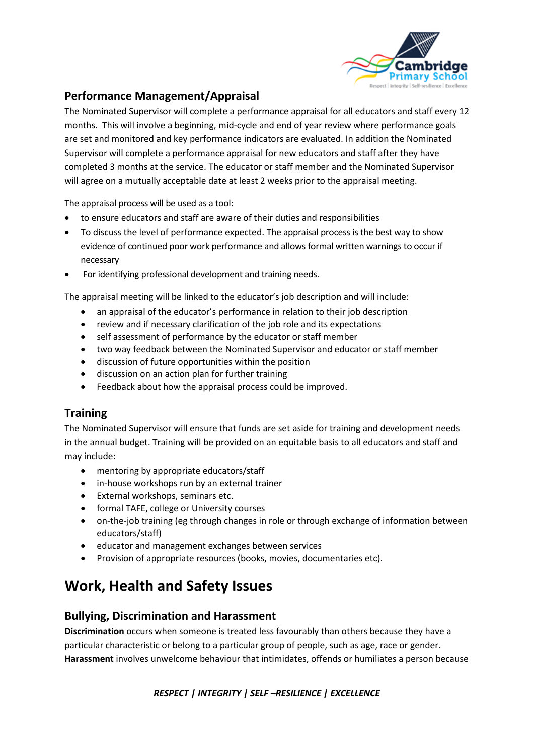## Performance Management/Appraisal

The Nominated Supervisor will complete a performance appraisal for all educators and staff every 12 months. This will involve a beginning, mid-cycle and end of year review where performance goals are set and monitored and key performance indicators are evaluated. In addition the Nominated Supervisor will complete a performance appraisal for new educators and staff after they have completed 3 months at the service. The educator or staff member and the Nominated Supervisor will agree on a mutually acceptable date at least 2 weeks prior to the appraisal meeting.

The appraisal process will be used as a tool:

- to ensure educators and staff are aware of their duties and responsibilities
- To discuss the level of performance expected. The appraisal process is the best way to show evidence of continued poor work performance and allows formal written warnings to occur if necessary
- For identifying professional development and training needs.

The appraisal meeting will be linked to the educator's job description and will include:

- an appraisal of the educator's performance in relation to their job description
- review and if necessary clarification of the job role and its expectations
- self assessment of performance by the educator or staff member
- two way feedback between the Nominated Supervisor and educator or staff member
- discussion of future opportunities within the position
- discussion on an action plan for further training
- Feedback about how the appraisal process could be improved.

## Training

The Nominated Supervisor will ensure that funds are set aside for training and development needs in the annual budget. Training will be provided on an equitable basis to all educators and staff and may include:

- mentoring by appropriate educators/staff
- in-house workshops run by an external trainer
- External workshops, seminars etc.
- formal TAFE, college or University courses
- on-the-job training (eg through changes in role or through exchange of information between educators/staff)
- educator and management exchanges between services
- Provision of appropriate resources (books, movies, documentaries etc).

# Work, Health and Safety Issues

## Bullying, Discrimination and Harassment

**Discrimination** occurs when someone is treated less favourably than others because they have a particular characteristic or belong to a particular group of people, such as age, race or gender. **Harassment** involves unwelcome behaviour that intimidates, offends or humiliates a person because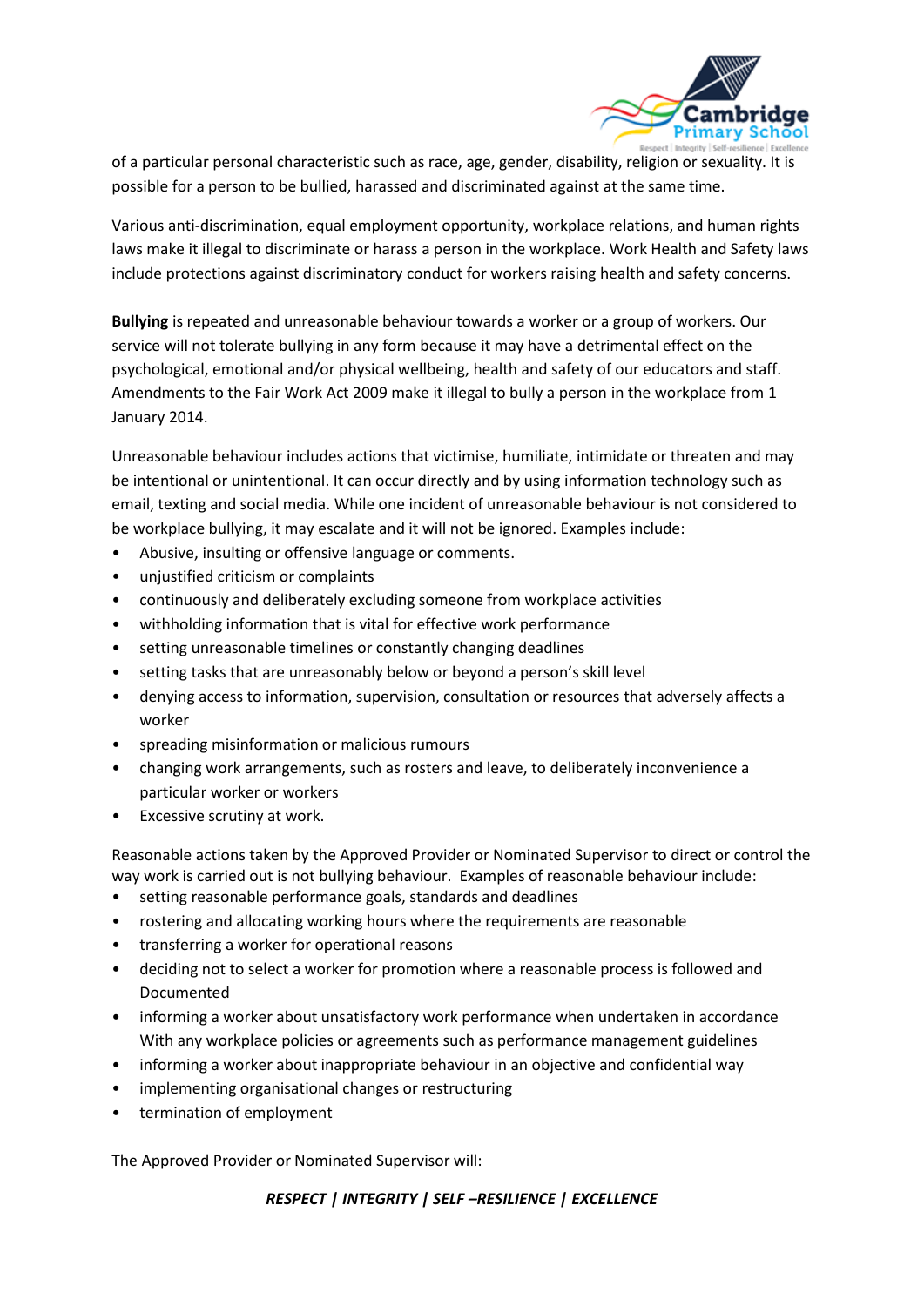of a particular personal characteristic such as race, age, gender, disability, religion or sexuality. It is possible for a person to be bullied, harassed and discriminated against at the same time.

Various anti-discrimination, equal employment opportunity, workplace relations, and human rights laws make it illegal to discriminate or harass a person in the workplace. Work Health and Safety laws include protections against discriminatory conduct for workers raising health and safety concerns.

**Bullying** is repeated and unreasonable behaviour towards a worker or a group of workers. Our service will not tolerate bullying in any form because it may have a detrimental effect on the psychological, emotional and/or physical wellbeing, health and safety of our educators and staff. Amendments to the Fair Work Act 2009 make it illegal to bully a person in the workplace from 1 January 2014.

Unreasonable behaviour includes actions that victimise, humiliate, intimidate or threaten and may be intentional or unintentional. It can occur directly and by using information technology such as email, texting and social media. While one incident of unreasonable behaviour is not considered to be workplace bullying, it may escalate and it will not be ignored. Examples include:

- Abusive, insulting or offensive language or comments.
- unjustified criticism or complaints
- continuously and deliberately excluding someone from workplace activities
- withholding information that is vital for effective work performance
- setting unreasonable timelines or constantly changing deadlines
- setting tasks that are unreasonably below or beyond a person's skill level
- denying access to information, supervision, consultation or resources that adversely affects a worker
- spreading misinformation or malicious rumours
- changing work arrangements, such as rosters and leave, to deliberately inconvenience a particular worker or workers
- Excessive scrutiny at work.

Reasonable actions taken by the Approved Provider or Nominated Supervisor to direct or control the way work is carried out is not bullying behaviour. Examples of reasonable behaviour include:

- setting reasonable performance goals, standards and deadlines
- rostering and allocating working hours where the requirements are reasonable
- transferring a worker for operational reasons
- deciding not to select a worker for promotion where a reasonable process is followed and Documented
- informing a worker about unsatisfactory work performance when undertaken in accordance With any workplace policies or agreements such as performance management guidelines
- informing a worker about inappropriate behaviour in an objective and confidential way
- implementing organisational changes or restructuring
- termination of employment

The Approved Provider or Nominated Supervisor will: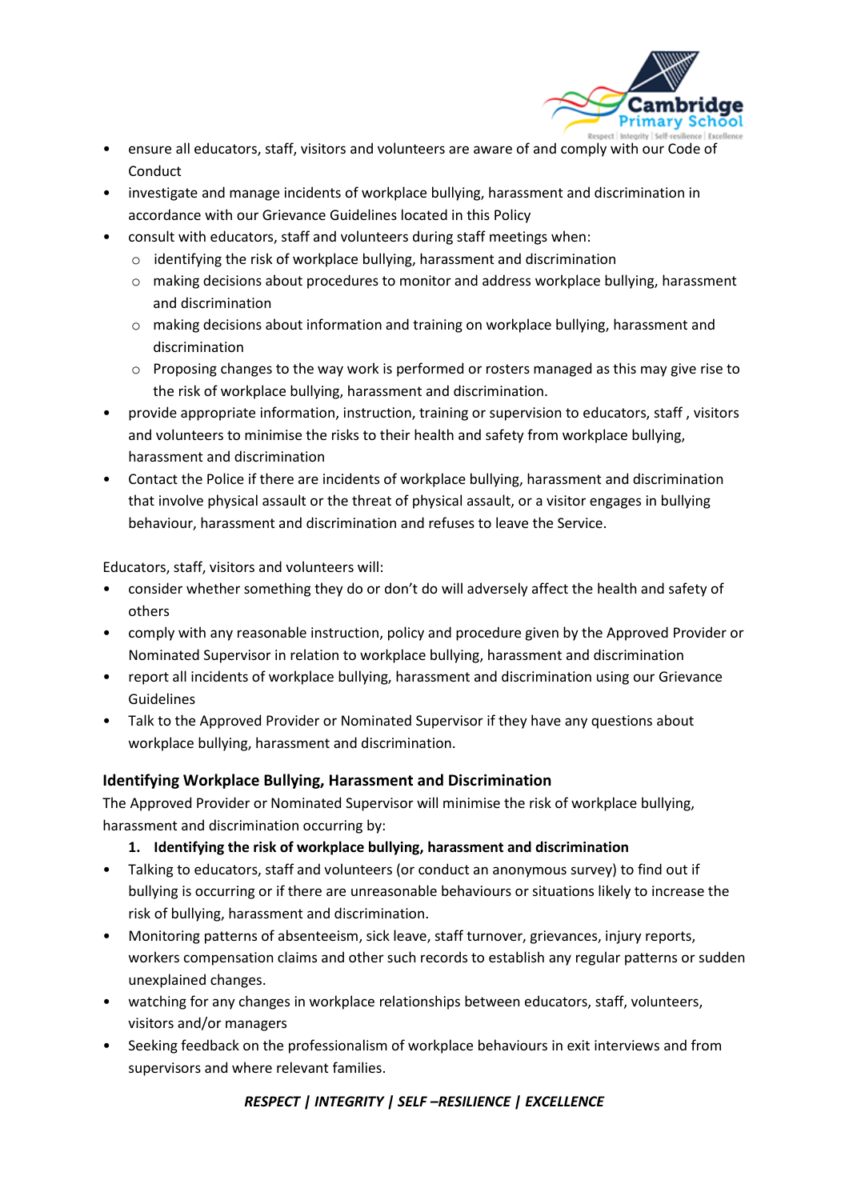- ensure all educators, staff, visitors and volunteers are aware of and comply with our Code of Conduct
- investigate and manage incidents of workplace bullying, harassment and discrimination in accordance with our Grievance Guidelines located in this Policy
- consult with educators, staff and volunteers during staff meetings when:
  - identifying the risk of workplace bullying, harassment and discrimination
  - making decisions about procedures to monitor and address workplace bullying, harassment and discrimination
  - making decisions about information and training on workplace bullying, harassment and discrimination
  - Proposing changes to the way work is performed or rosters managed as this may give rise to the risk of workplace bullying, harassment and discrimination.
- provide appropriate information, instruction, training or supervision to educators, staff , visitors and volunteers to minimise the risks to their health and safety from workplace bullying, harassment and discrimination
- Contact the Police if there are incidents of workplace bullying, harassment and discrimination that involve physical assault or the threat of physical assault, or a visitor engages in bullying behaviour, harassment and discrimination and refuses to leave the Service.

Educators, staff, visitors and volunteers will:

- consider whether something they do or don't do will adversely affect the health and safety of others
- comply with any reasonable instruction, policy and procedure given by the Approved Provider or Nominated Supervisor in relation to workplace bullying, harassment and discrimination
- report all incidents of workplace bullying, harassment and discrimination using our Grievance Guidelines
- Talk to the Approved Provider or Nominated Supervisor if they have any questions about workplace bullying, harassment and discrimination.

### Identifying Workplace Bullying, Harassment and Discrimination

The Approved Provider or Nominated Supervisor will minimise the risk of workplace bullying, harassment and discrimination occurring by:

1. **Identifying the risk of workplace bullying, harassment and discrimination**

- Talking to educators, staff and volunteers (or conduct an anonymous survey) to find out if bullying is occurring or if there are unreasonable behaviours or situations likely to increase the risk of bullying, harassment and discrimination.
- Monitoring patterns of absenteeism, sick leave, staff turnover, grievances, injury reports, workers compensation claims and other such records to establish any regular patterns or sudden unexplained changes.
- watching for any changes in workplace relationships between educators, staff, volunteers, visitors and/or managers
- Seeking feedback on the professionalism of workplace behaviours in exit interviews and from supervisors and where relevant families.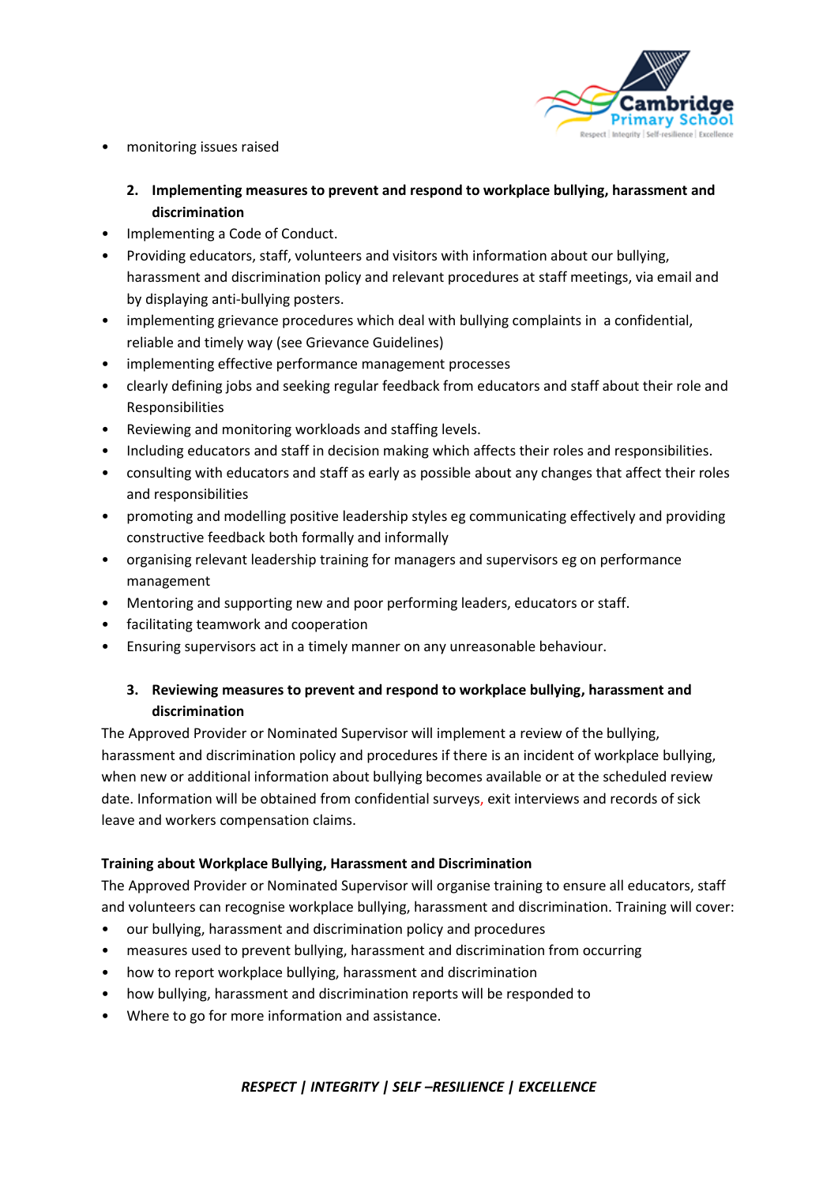- monitoring issues raised

**2. Implementing measures to prevent and respond to workplace bullying, harassment and discrimination**

- Implementing a Code of Conduct.
- Providing educators, staff, volunteers and visitors with information about our bullying, harassment and discrimination policy and relevant procedures at staff meetings, via email and by displaying anti-bullying posters.
- implementing grievance procedures which deal with bullying complaints in a confidential, reliable and timely way (see Grievance Guidelines)
- implementing effective performance management processes
- clearly defining jobs and seeking regular feedback from educators and staff about their role and Responsibilities
- Reviewing and monitoring workloads and staffing levels.
- Including educators and staff in decision making which affects their roles and responsibilities.
- consulting with educators and staff as early as possible about any changes that affect their roles and responsibilities
- promoting and modelling positive leadership styles eg communicating effectively and providing constructive feedback both formally and informally
- organising relevant leadership training for managers and supervisors eg on performance management
- Mentoring and supporting new and poor performing leaders, educators or staff.
- facilitating teamwork and cooperation
- Ensuring supervisors act in a timely manner on any unreasonable behaviour.

**3. Reviewing measures to prevent and respond to workplace bullying, harassment and discrimination**

The Approved Provider or Nominated Supervisor will implement a review of the bullying, harassment and discrimination policy and procedures if there is an incident of workplace bullying, when new or additional information about bullying becomes available or at the scheduled review date. Information will be obtained from confidential surveys, exit interviews and records of sick leave and workers compensation claims.

**Training about Workplace Bullying, Harassment and Discrimination**

The Approved Provider or Nominated Supervisor will organise training to ensure all educators, staff and volunteers can recognise workplace bullying, harassment and discrimination. Training will cover:

- our bullying, harassment and discrimination policy and procedures
- measures used to prevent bullying, harassment and discrimination from occurring
- how to report workplace bullying, harassment and discrimination
- how bullying, harassment and discrimination reports will be responded to
- Where to go for more information and assistance.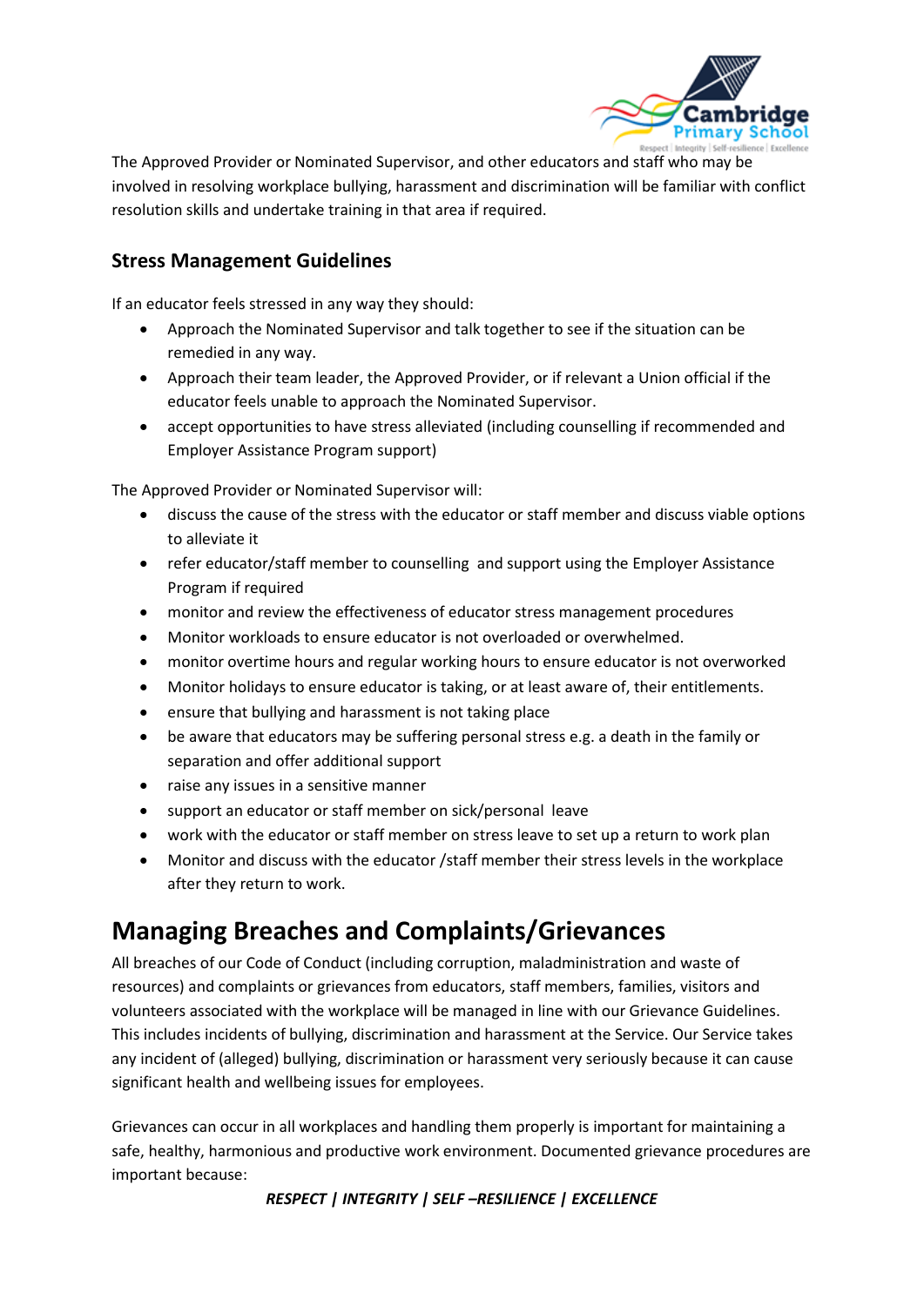The Approved Provider or Nominated Supervisor, and other educators and staff who may be involved in resolving workplace bullying, harassment and discrimination will be familiar with conflict resolution skills and undertake training in that area if required.

### Stress Management Guidelines

If an educator feels stressed in any way they should:

- Approach the Nominated Supervisor and talk together to see if the situation can be remedied in any way.
- Approach their team leader, the Approved Provider, or if relevant a Union official if the educator feels unable to approach the Nominated Supervisor.
- accept opportunities to have stress alleviated (including counselling if recommended and Employer Assistance Program support)

The Approved Provider or Nominated Supervisor will:

- discuss the cause of the stress with the educator or staff member and discuss viable options to alleviate it
- refer educator/staff member to counselling and support using the Employer Assistance Program if required
- monitor and review the effectiveness of educator stress management procedures
- Monitor workloads to ensure educator is not overloaded or overwhelmed.
- monitor overtime hours and regular working hours to ensure educator is not overworked
- Monitor holidays to ensure educator is taking, or at least aware of, their entitlements.
- ensure that bullying and harassment is not taking place
- be aware that educators may be suffering personal stress e.g. a death in the family or separation and offer additional support
- raise any issues in a sensitive manner
- support an educator or staff member on sick/personal leave
- work with the educator or staff member on stress leave to set up a return to work plan
- Monitor and discuss with the educator /staff member their stress levels in the workplace after they return to work.

## Managing Breaches and Complaints/Grievances

All breaches of our Code of Conduct (including corruption, maladministration and waste of resources) and complaints or grievances from educators, staff members, families, visitors and volunteers associated with the workplace will be managed in line with our Grievance Guidelines. This includes incidents of bullying, discrimination and harassment at the Service. Our Service takes any incident of (alleged) bullying, discrimination or harassment very seriously because it can cause significant health and wellbeing issues for employees.

Grievances can occur in all workplaces and handling them properly is important for maintaining a safe, healthy, harmonious and productive work environment. Documented grievance procedures are important because: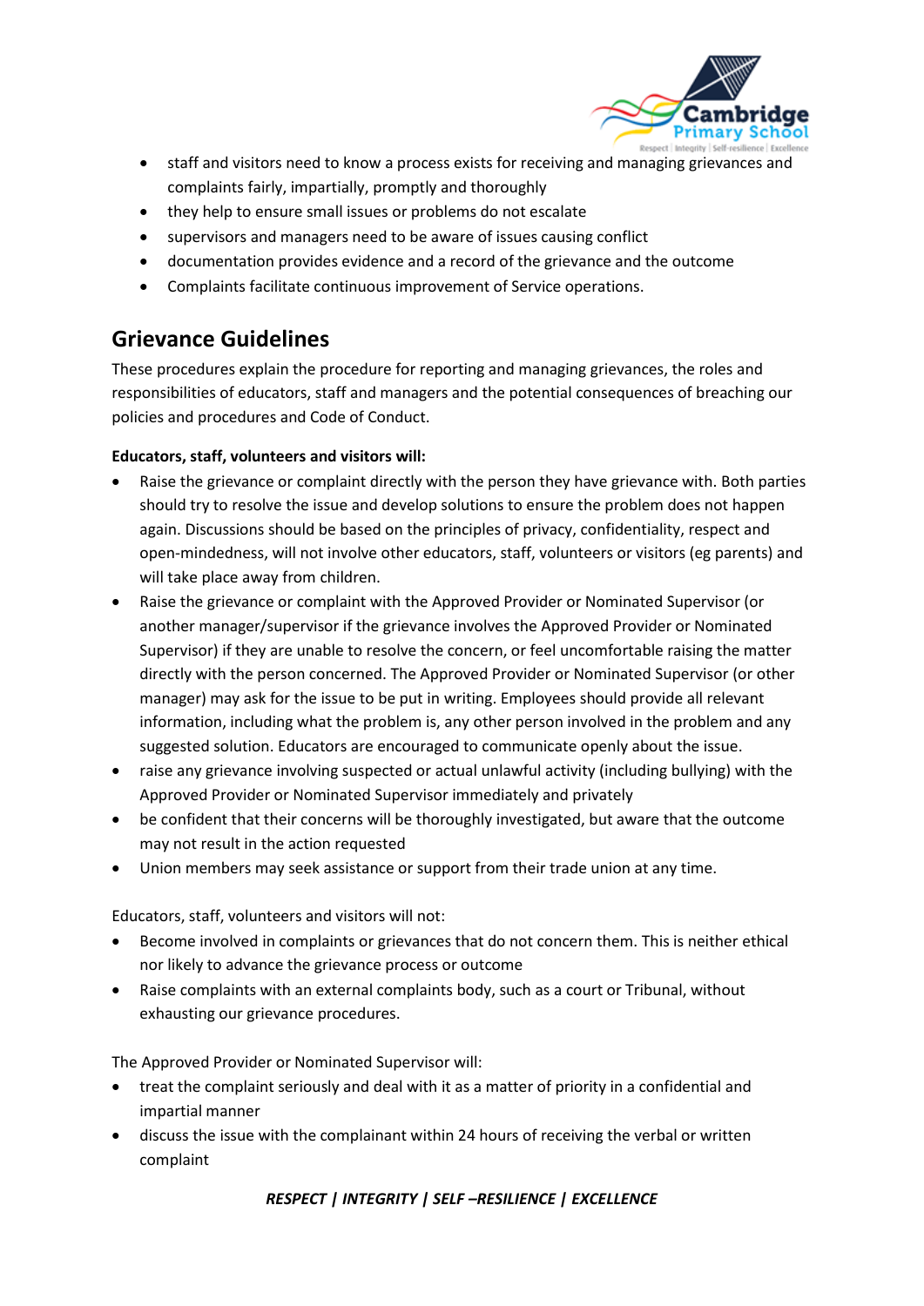- staff and visitors need to know a process exists for receiving and managing grievances and complaints fairly, impartially, promptly and thoroughly
- they help to ensure small issues or problems do not escalate
- supervisors and managers need to be aware of issues causing conflict
- documentation provides evidence and a record of the grievance and the outcome
- Complaints facilitate continuous improvement of Service operations.

## Grievance Guidelines

These procedures explain the procedure for reporting and managing grievances, the roles and responsibilities of educators, staff and managers and the potential consequences of breaching our policies and procedures and Code of Conduct.

**Educators, staff, volunteers and visitors will:**

- Raise the grievance or complaint directly with the person they have grievance with. Both parties should try to resolve the issue and develop solutions to ensure the problem does not happen again. Discussions should be based on the principles of privacy, confidentiality, respect and open-mindedness, will not involve other educators, staff, volunteers or visitors (eg parents) and will take place away from children.
- Raise the grievance or complaint with the Approved Provider or Nominated Supervisor (or another manager/supervisor if the grievance involves the Approved Provider or Nominated Supervisor) if they are unable to resolve the concern, or feel uncomfortable raising the matter directly with the person concerned. The Approved Provider or Nominated Supervisor (or other manager) may ask for the issue to be put in writing. Employees should provide all relevant information, including what the problem is, any other person involved in the problem and any suggested solution. Educators are encouraged to communicate openly about the issue.
- raise any grievance involving suspected or actual unlawful activity (including bullying) with the Approved Provider or Nominated Supervisor immediately and privately
- be confident that their concerns will be thoroughly investigated, but aware that the outcome may not result in the action requested
- Union members may seek assistance or support from their trade union at any time.

Educators, staff, volunteers and visitors will not:

- Become involved in complaints or grievances that do not concern them. This is neither ethical nor likely to advance the grievance process or outcome
- Raise complaints with an external complaints body, such as a court or Tribunal, without exhausting our grievance procedures.

The Approved Provider or Nominated Supervisor will:

- treat the complaint seriously and deal with it as a matter of priority in a confidential and impartial manner
- discuss the issue with the complainant within 24 hours of receiving the verbal or written complaint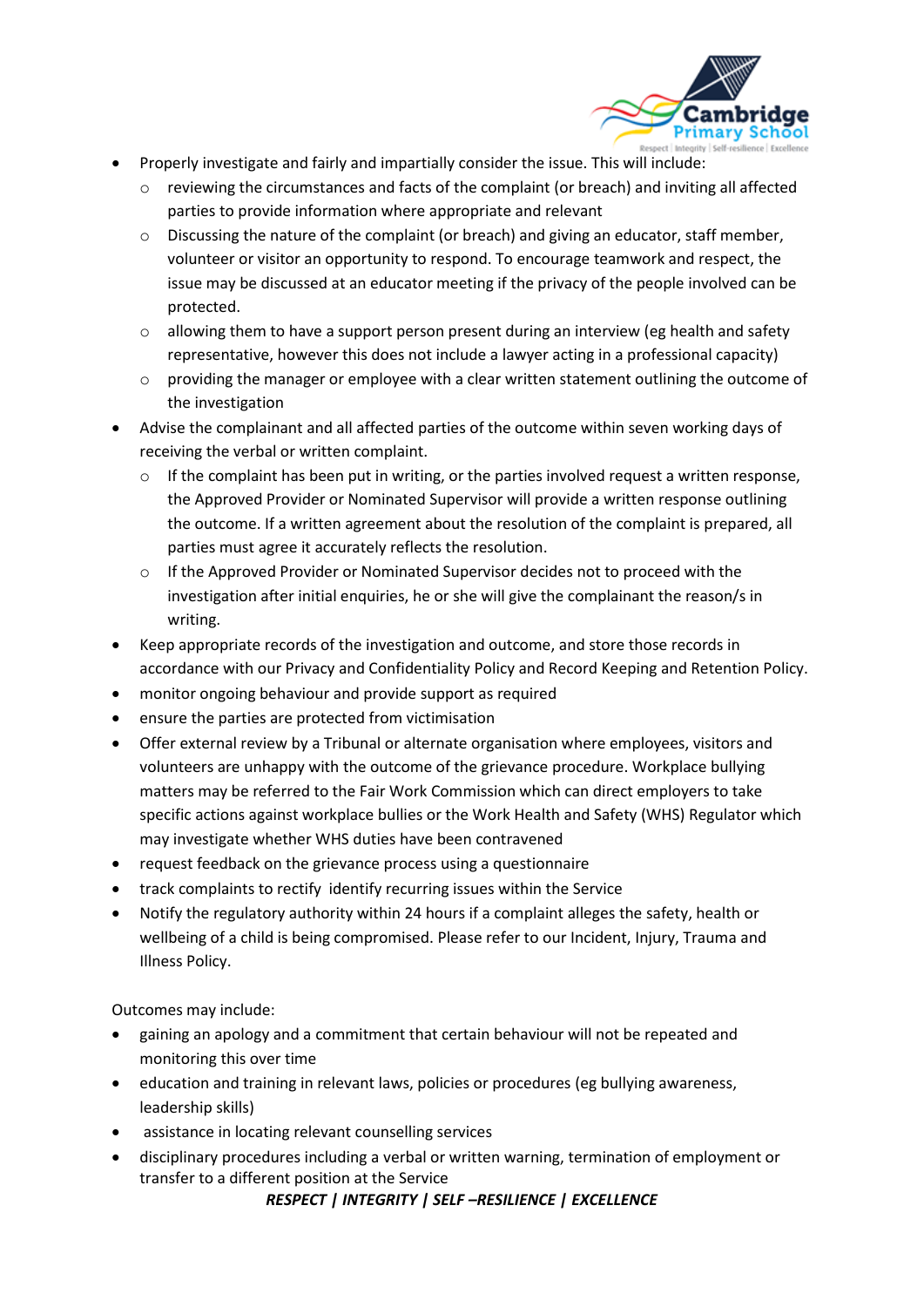- Properly investigate and fairly and impartially consider the issue. This will include:
  - reviewing the circumstances and facts of the complaint (or breach) and inviting all affected parties to provide information where appropriate and relevant
  - Discussing the nature of the complaint (or breach) and giving an educator, staff member, volunteer or visitor an opportunity to respond. To encourage teamwork and respect, the issue may be discussed at an educator meeting if the privacy of the people involved can be protected.
  - allowing them to have a support person present during an interview (eg health and safety representative, however this does not include a lawyer acting in a professional capacity)
  - providing the manager or employee with a clear written statement outlining the outcome of the investigation
- Advise the complainant and all affected parties of the outcome within seven working days of receiving the verbal or written complaint.
  - If the complaint has been put in writing, or the parties involved request a written response, the Approved Provider or Nominated Supervisor will provide a written response outlining the outcome. If a written agreement about the resolution of the complaint is prepared, all parties must agree it accurately reflects the resolution.
  - If the Approved Provider or Nominated Supervisor decides not to proceed with the investigation after initial enquiries, he or she will give the complainant the reason/s in writing.
- Keep appropriate records of the investigation and outcome, and store those records in accordance with our Privacy and Confidentiality Policy and Record Keeping and Retention Policy.
- monitor ongoing behaviour and provide support as required
- ensure the parties are protected from victimisation
- Offer external review by a Tribunal or alternate organisation where employees, visitors and volunteers are unhappy with the outcome of the grievance procedure. Workplace bullying matters may be referred to the Fair Work Commission which can direct employers to take specific actions against workplace bullies or the Work Health and Safety (WHS) Regulator which may investigate whether WHS duties have been contravened
- request feedback on the grievance process using a questionnaire
- track complaints to rectify identify recurring issues within the Service
- Notify the regulatory authority within 24 hours if a complaint alleges the safety, health or wellbeing of a child is being compromised. Please refer to our Incident, Injury, Trauma and Illness Policy.

Outcomes may include:

- gaining an apology and a commitment that certain behaviour will not be repeated and monitoring this over time
- education and training in relevant laws, policies or procedures (eg bullying awareness, leadership skills)
- assistance in locating relevant counselling services
- disciplinary procedures including a verbal or written warning, termination of employment or transfer to a different position at the Service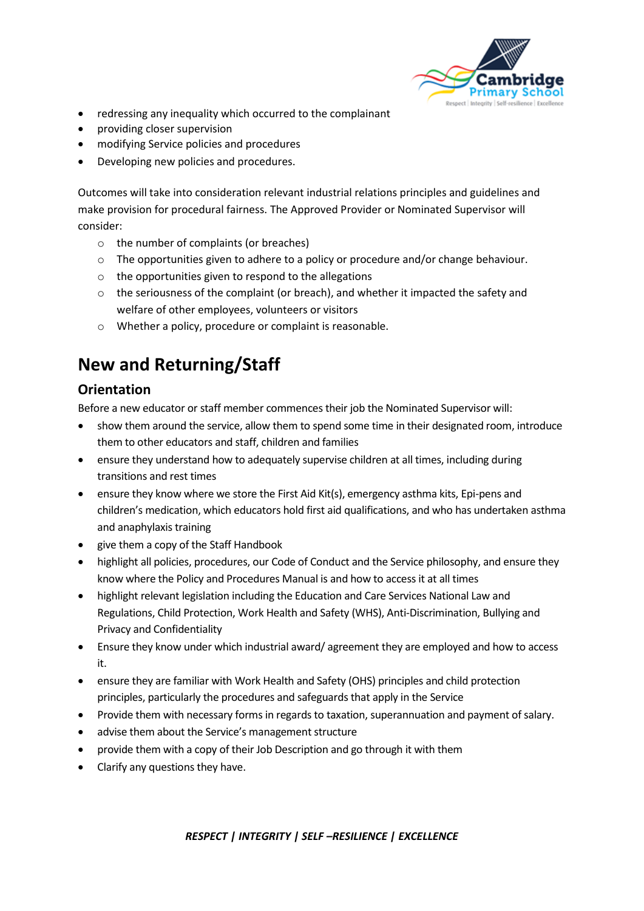- redressing any inequality which occurred to the complainant
- providing closer supervision
- modifying Service policies and procedures
- Developing new policies and procedures.

Outcomes will take into consideration relevant industrial relations principles and guidelines and make provision for procedural fairness. The Approved Provider or Nominated Supervisor will consider:

- the number of complaints (or breaches)
- The opportunities given to adhere to a policy or procedure and/or change behaviour.
- the opportunities given to respond to the allegations
- the seriousness of the complaint (or breach), and whether it impacted the safety and welfare of other employees, volunteers or visitors
- Whether a policy, procedure or complaint is reasonable.

# New and Returning/Staff

## Orientation

Before a new educator or staff member commences their job the Nominated Supervisor will:

- show them around the service, allow them to spend some time in their designated room, introduce them to other educators and staff, children and families
- ensure they understand how to adequately supervise children at all times, including during transitions and rest times
- ensure they know where we store the First Aid Kit(s), emergency asthma kits, Epi-pens and children's medication, which educators hold first aid qualifications, and who has undertaken asthma and anaphylaxis training
- give them a copy of the Staff Handbook
- highlight all policies, procedures, our Code of Conduct and the Service philosophy, and ensure they know where the Policy and Procedures Manual is and how to access it at all times
- highlight relevant legislation including the Education and Care Services National Law and Regulations, Child Protection, Work Health and Safety (WHS), Anti-Discrimination, Bullying and Privacy and Confidentiality
- Ensure they know under which industrial award/ agreement they are employed and how to access it.
- ensure they are familiar with Work Health and Safety (OHS) principles and child protection principles, particularly the procedures and safeguards that apply in the Service
- Provide them with necessary forms in regards to taxation, superannuation and payment of salary.
- advise them about the Service's management structure
- provide them with a copy of their Job Description and go through it with them
- Clarify any questions they have.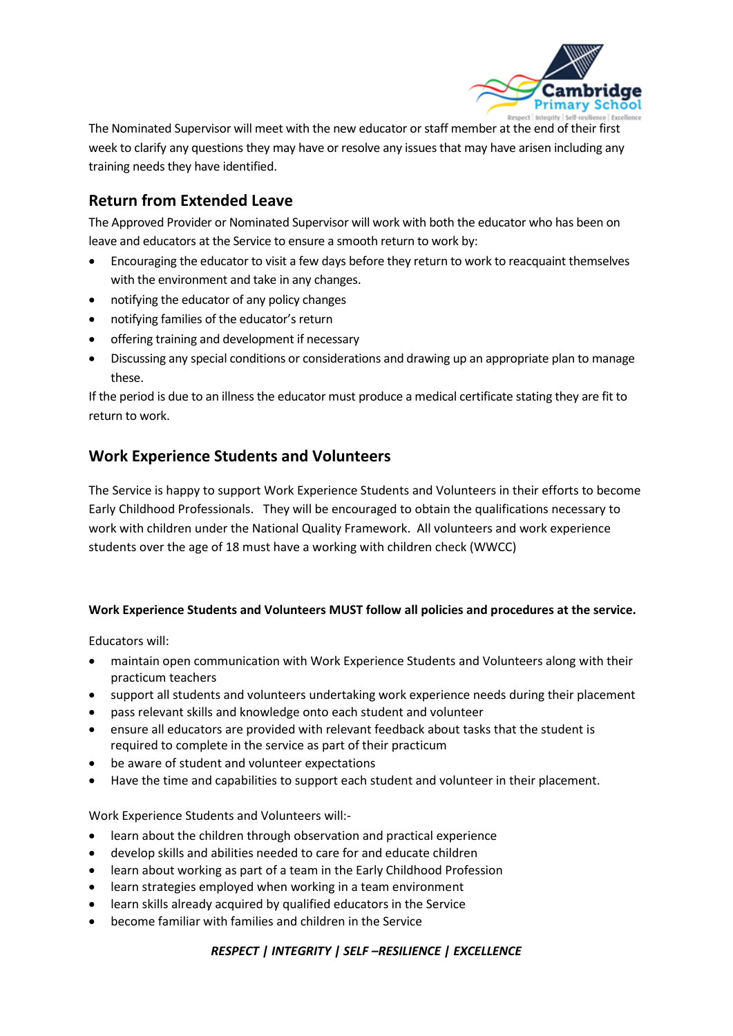The Nominated Supervisor will meet with the new educator or staff member at the end of their first week to clarify any questions they may have or resolve any issues that may have arisen including any training needs they have identified.

## Return from Extended Leave

The Approved Provider or Nominated Supervisor will work with both the educator who has been on leave and educators at the Service to ensure a smooth return to work by:

- Encouraging the educator to visit a few days before they return to work to reacquaint themselves with the environment and take in any changes.
- notifying the educator of any policy changes
- notifying families of the educator's return
- offering training and development if necessary
- Discussing any special conditions or considerations and drawing up an appropriate plan to manage these.

If the period is due to an illness the educator must produce a medical certificate stating they are fit to return to work.

## Work Experience Students and Volunteers

The Service is happy to support Work Experience Students and Volunteers in their efforts to become Early Childhood Professionals. They will be encouraged to obtain the qualifications necessary to work with children under the National Quality Framework. All volunteers and work experience students over the age of 18 must have a working with children check (WWCC)

**Work Experience Students and Volunteers MUST follow all policies and procedures at the service.**

Educators will:

- maintain open communication with Work Experience Students and Volunteers along with their practicum teachers
- support all students and volunteers undertaking work experience needs during their placement
- pass relevant skills and knowledge onto each student and volunteer
- ensure all educators are provided with relevant feedback about tasks that the student is required to complete in the service as part of their practicum
- be aware of student and volunteer expectations
- Have the time and capabilities to support each student and volunteer in their placement.

Work Experience Students and Volunteers will:-

- learn about the children through observation and practical experience
- develop skills and abilities needed to care for and educate children
- learn about working as part of a team in the Early Childhood Profession
- learn strategies employed when working in a team environment
- learn skills already acquired by qualified educators in the Service
- become familiar with families and children in the Service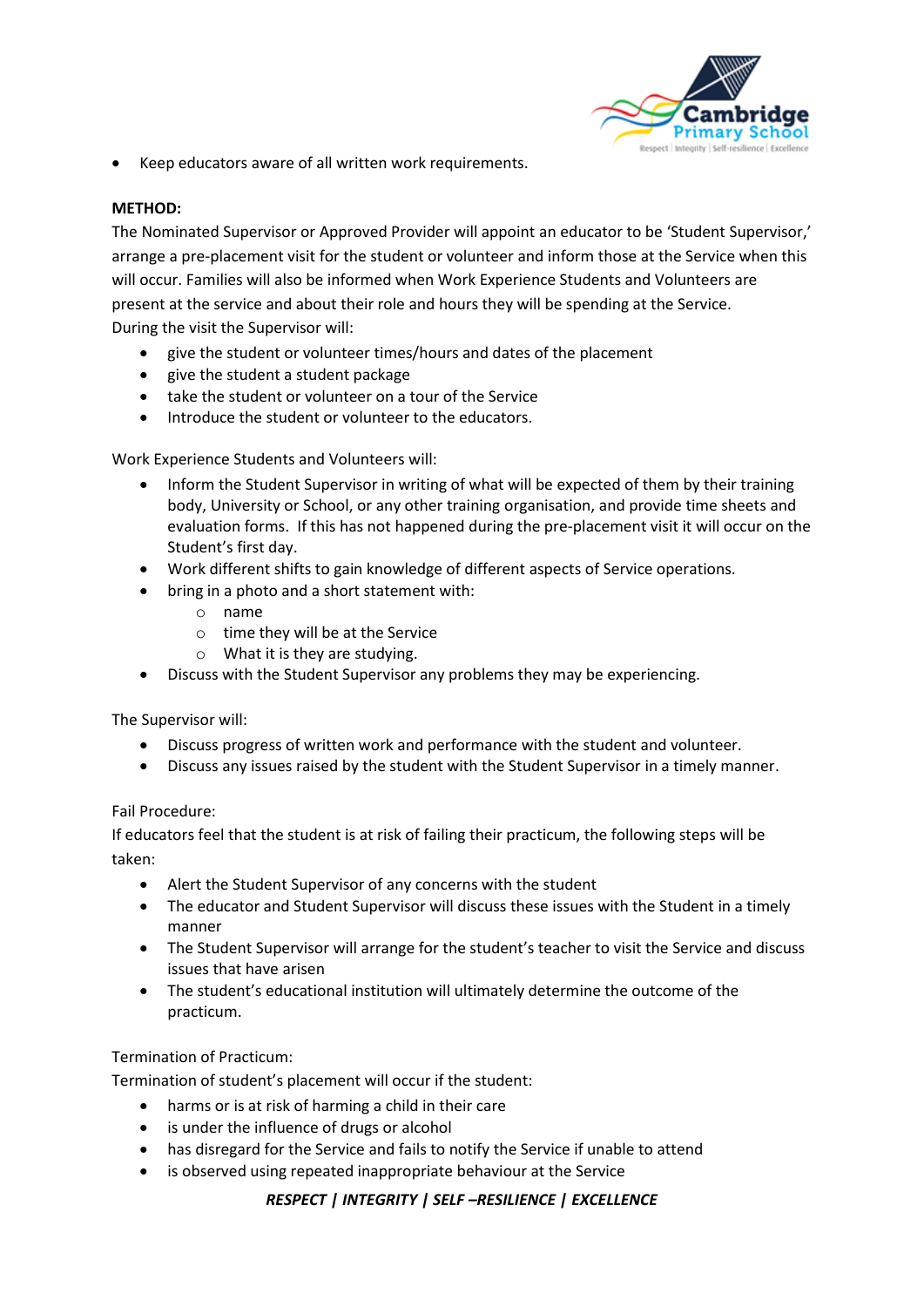- Keep educators aware of all written work requirements.

**METHOD:**

The Nominated Supervisor or Approved Provider will appoint an educator to be 'Student Supervisor,' arrange a pre-placement visit for the student or volunteer and inform those at the Service when this will occur. Families will also be informed when Work Experience Students and Volunteers are present at the service and about their role and hours they will be spending at the Service.
During the visit the Supervisor will:

- give the student or volunteer times/hours and dates of the placement
- give the student a student package
- take the student or volunteer on a tour of the Service
- Introduce the student or volunteer to the educators.

Work Experience Students and Volunteers will:

- Inform the Student Supervisor in writing of what will be expected of them by their training body, University or School, or any other training organisation, and provide time sheets and evaluation forms. If this has not happened during the pre-placement visit it will occur on the Student's first day.
- Work different shifts to gain knowledge of different aspects of Service operations.
- bring in a photo and a short statement with:
  - name
  - time they will be at the Service
  - What it is they are studying.
- Discuss with the Student Supervisor any problems they may be experiencing.

The Supervisor will:

- Discuss progress of written work and performance with the student and volunteer.
- Discuss any issues raised by the student with the Student Supervisor in a timely manner.

Fail Procedure:
If educators feel that the student is at risk of failing their practicum, the following steps will be taken:

- Alert the Student Supervisor of any concerns with the student
- The educator and Student Supervisor will discuss these issues with the Student in a timely manner
- The Student Supervisor will arrange for the student's teacher to visit the Service and discuss issues that have arisen
- The student's educational institution will ultimately determine the outcome of the practicum.

Termination of Practicum:
Termination of student's placement will occur if the student:

- harms or is at risk of harming a child in their care
- is under the influence of drugs or alcohol
- has disregard for the Service and fails to notify the Service if unable to attend
- is observed using repeated inappropriate behaviour at the Service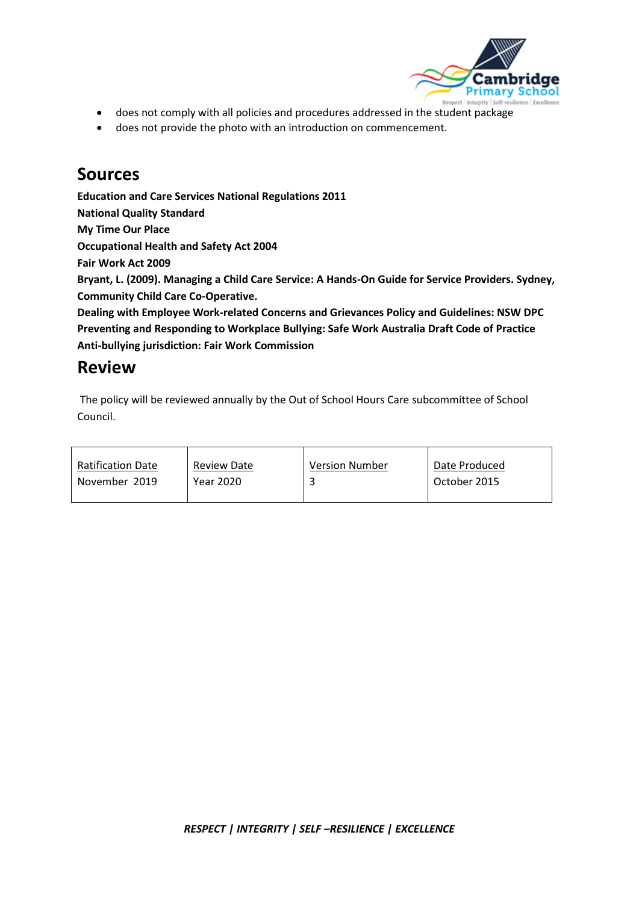- does not comply with all policies and procedures addressed in the student package
- does not provide the photo with an introduction on commencement.

## Sources

**Education and Care Services National Regulations 2011**
**National Quality Standard**
**My Time Our Place**
**Occupational Health and Safety Act 2004**
**Fair Work Act 2009**
**Bryant, L. (2009). Managing a Child Care Service: A Hands-On Guide for Service Providers. Sydney, Community Child Care Co-Operative.**
**Dealing with Employee Work-related Concerns and Grievances Policy and Guidelines: NSW DPC**
**Preventing and Responding to Workplace Bullying: Safe Work Australia Draft Code of Practice**
**Anti-bullying jurisdiction: Fair Work Commission**

## Review

The policy will be reviewed annually by the Out of School Hours Care subcommittee of School Council.

| Ratification Date | Review Date | Version Number | Date Produced |
|---|---|---|---|
| November 2019 | Year 2020 | 3 | October 2015 |